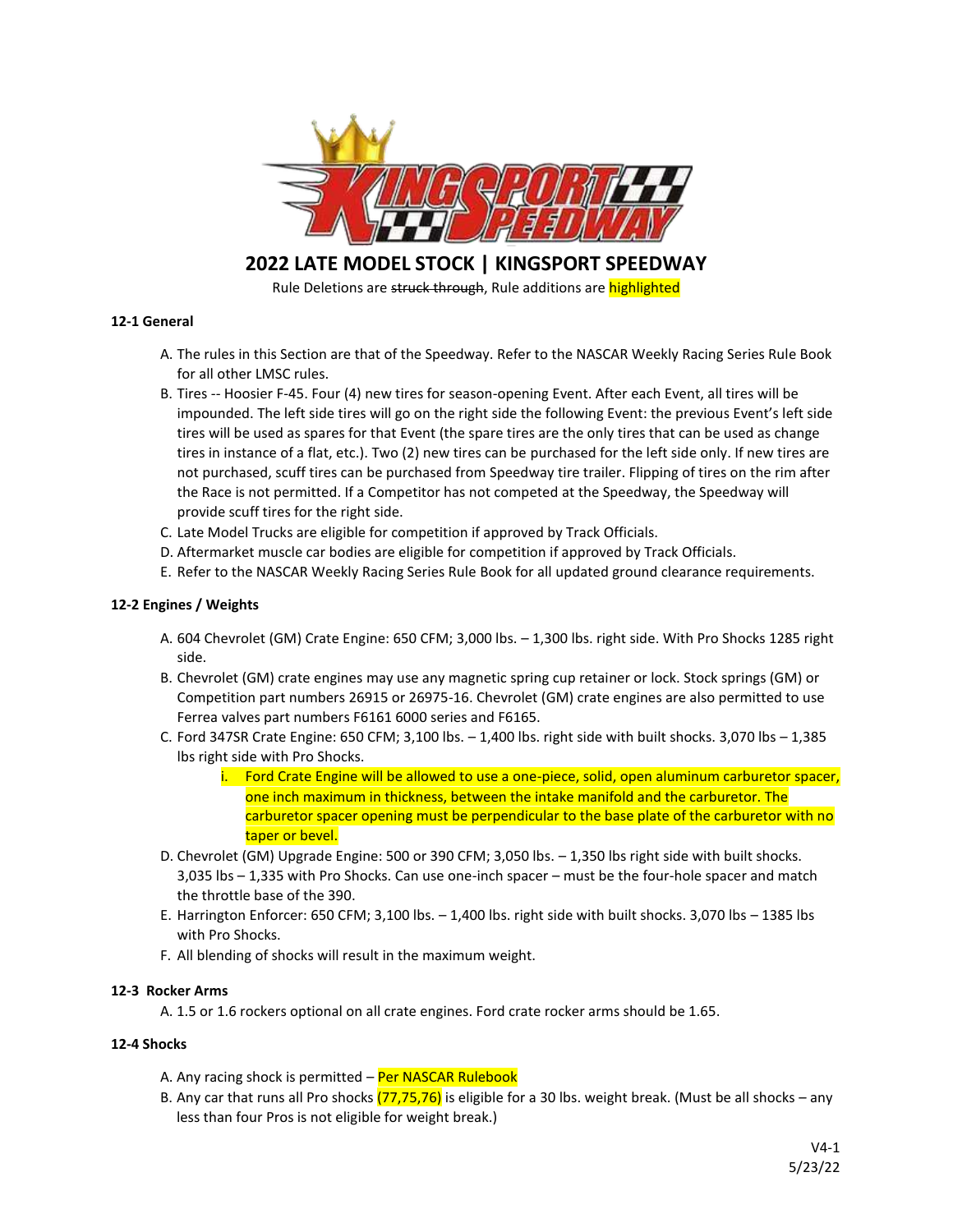# 2022 LATE MODEL STOCK | KINGSPORT SPEEDWAY

Rule Deletions are ~~struck through~~, Rule additions are highlighted

### 12-1 General

A. The rules in this Section are that of the Speedway. Refer to the NASCAR Weekly Racing Series Rule Book for all other LMSC rules.
B. Tires -- Hoosier F-45. Four (4) new tires for season-opening Event. After each Event, all tires will be impounded. The left side tires will go on the right side the following Event: the previous Event's left side tires will be used as spares for that Event (the spare tires are the only tires that can be used as change tires in instance of a flat, etc.). Two (2) new tires can be purchased for the left side only. If new tires are not purchased, scuff tires can be purchased from Speedway tire trailer. Flipping of tires on the rim after the Race is not permitted. If a Competitor has not competed at the Speedway, the Speedway will provide scuff tires for the right side.
C. Late Model Trucks are eligible for competition if approved by Track Officials.
D. Aftermarket muscle car bodies are eligible for competition if approved by Track Officials.
E. Refer to the NASCAR Weekly Racing Series Rule Book for all updated ground clearance requirements.

### 12-2 Engines / Weights

A. 604 Chevrolet (GM) Crate Engine: 650 CFM; 3,000 lbs. – 1,300 lbs. right side. With Pro Shocks 1285 right side.
B. Chevrolet (GM) crate engines may use any magnetic spring cup retainer or lock. Stock springs (GM) or Competition part numbers 26915 or 26975-16. Chevrolet (GM) crate engines are also permitted to use Ferrea valves part numbers F6161 6000 series and F6165.
C. Ford 347SR Crate Engine: 650 CFM; 3,100 lbs. – 1,400 lbs. right side with built shocks. 3,070 lbs – 1,385 lbs right side with Pro Shocks.
    i. Ford Crate Engine will be allowed to use a one-piece, solid, open aluminum carburetor spacer, one inch maximum in thickness, between the intake manifold and the carburetor. The carburetor spacer opening must be perpendicular to the base plate of the carburetor with no taper or bevel.
D. Chevrolet (GM) Upgrade Engine: 500 or 390 CFM; 3,050 lbs. – 1,350 lbs right side with built shocks. 3,035 lbs – 1,335 with Pro Shocks. Can use one-inch spacer – must be the four-hole spacer and match the throttle base of the 390.
E. Harrington Enforcer: 650 CFM; 3,100 lbs. – 1,400 lbs. right side with built shocks. 3,070 lbs – 1385 lbs with Pro Shocks.
F. All blending of shocks will result in the maximum weight.

### 12-3 Rocker Arms

A. 1.5 or 1.6 rockers optional on all crate engines. Ford crate rocker arms should be 1.65.

### 12-4 Shocks

A. Any racing shock is permitted – Per NASCAR Rulebook
B. Any car that runs all Pro shocks (77,75,76) is eligible for a 30 lbs. weight break. (Must be all shocks – any less than four Pros is not eligible for weight break.)

V4-1
5/23/22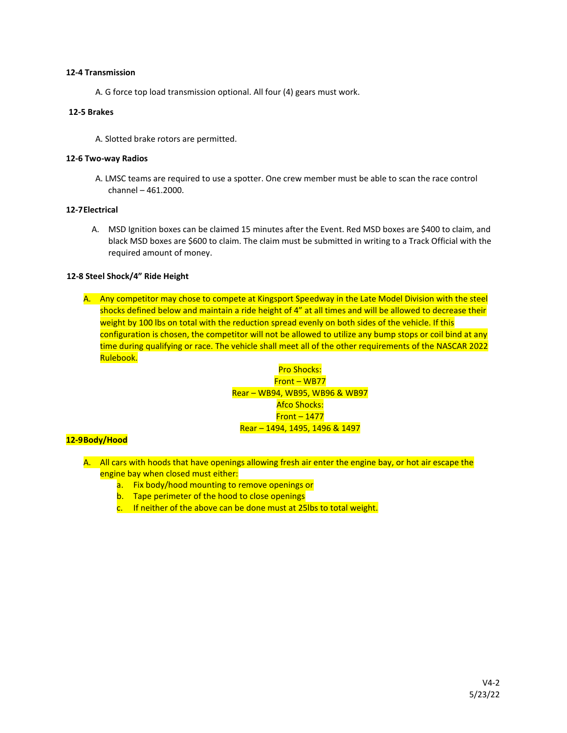**12-4 Transmission**

A. G force top load transmission optional. All four (4) gears must work.

**12-5 Brakes**

A. Slotted brake rotors are permitted.

**12-6 Two-way Radios**

A. LMSC teams are required to use a spotter. One crew member must be able to scan the race control channel – 461.2000.

**12-7Electrical**

A. MSD Ignition boxes can be claimed 15 minutes after the Event. Red MSD boxes are $400 to claim, and black MSD boxes are $600 to claim. The claim must be submitted in writing to a Track Official with the required amount of money.

**12-8 Steel Shock/4" Ride Height**

A. Any competitor may chose to compete at Kingsport Speedway in the Late Model Division with the steel shocks defined below and maintain a ride height of 4" at all times and will be allowed to decrease their weight by 100 lbs on total with the reduction spread evenly on both sides of the vehicle. If this configuration is chosen, the competitor will not be allowed to utilize any bump stops or coil bind at any time during qualifying or race. The vehicle shall meet all of the other requirements of the NASCAR 2022 Rulebook.

Pro Shocks:
Front – WB77
Rear – WB94, WB95, WB96 & WB97
Afco Shocks:
Front – 1477
Rear – 1494, 1495, 1496 & 1497

**12-9Body/Hood**

A. All cars with hoods that have openings allowing fresh air enter the engine bay, or hot air escape the engine bay when closed must either:
   a. Fix body/hood mounting to remove openings or
   b. Tape perimeter of the hood to close openings
   c. If neither of the above can be done must at 25lbs to total weight.

V4-2
5/23/22